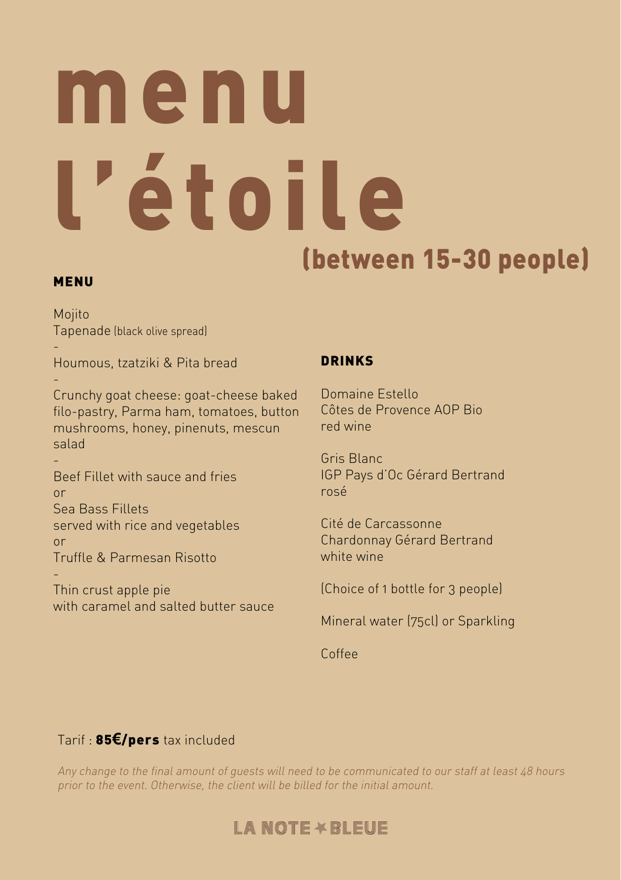# menu l'étoile

## (between 15-30 people)

### MENU

Mojito
Tapenade (black olive spread)

-

Houmous, tzatziki & Pita bread

-

Crunchy goat cheese: goat-cheese baked filo-pastry, Parma ham, tomatoes, button mushrooms, honey, pinenuts, mescun salad

-

Beef Fillet with sauce and fries
or
Sea Bass Fillets
served with rice and vegetables
or
Truffle & Parmesan Risotto

-

Thin crust apple pie
with caramel and salted butter sauce

### DRINKS

Domaine Estello
Côtes de Provence AOP Bio
red wine

Gris Blanc
IGP Pays d'Oc Gérard Bertrand
rosé

Cité de Carcassonne
Chardonnay Gérard Bertrand
white wine

(Choice of 1 bottle for 3 people)

Mineral water (75cl) or Sparkling

Coffee

Tarif : **85€/pers** tax included

*Any change to the final amount of guests will need to be communicated to our staff at least 48 hours prior to the event. Otherwise, the client will be billed for the initial amount.*

LA NOTE ✶ BLEUE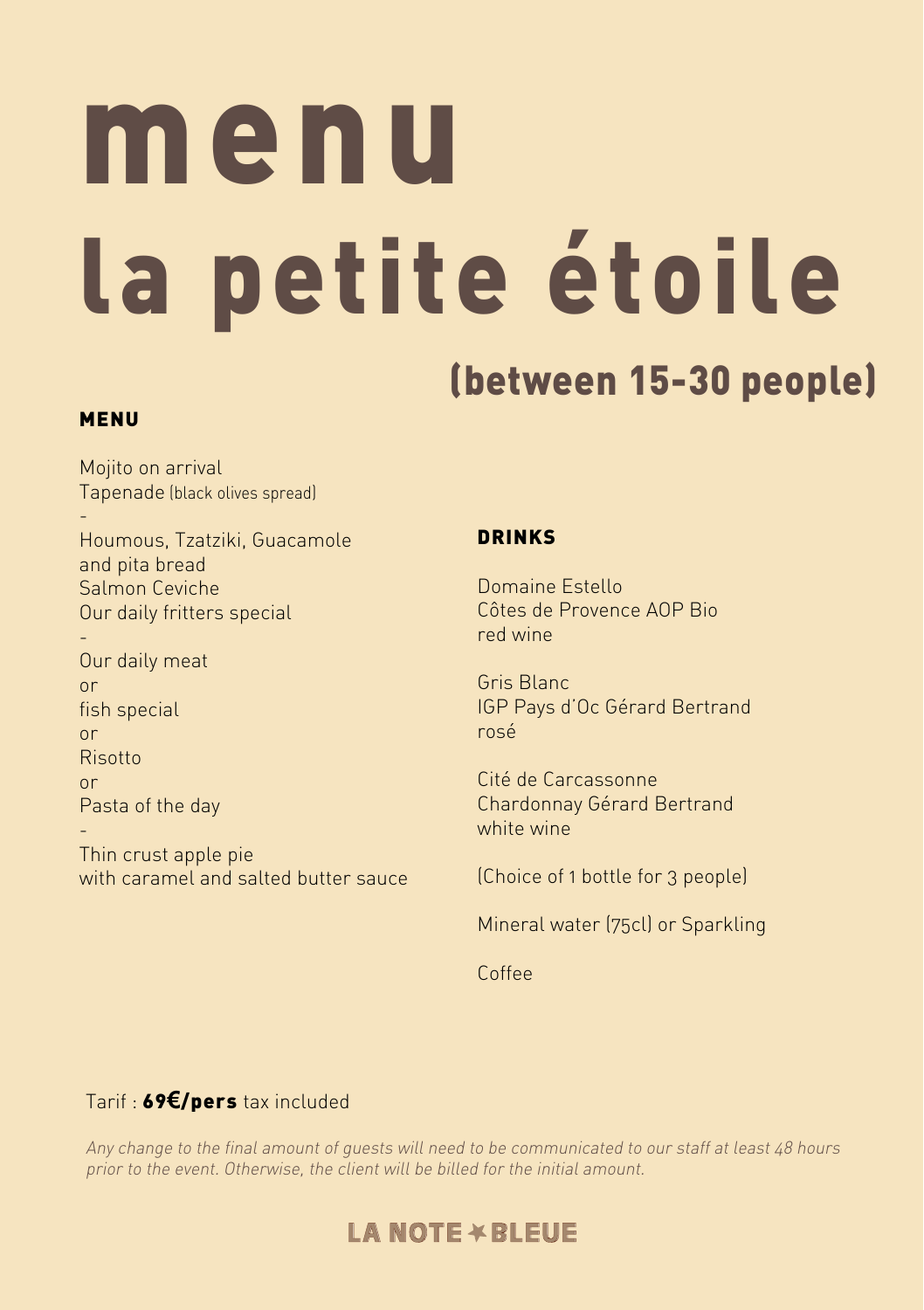# menu

# la petite étoile

## (between 15-30 people)

### MENU

Mojito on arrival
Tapenade (black olives spread)

-

Houmous, Tzatziki, Guacamole
and pita bread
Salmon Ceviche
Our daily fritters special

-

Our daily meat
or
fish special
or
Risotto
or
Pasta of the day

-

Thin crust apple pie
with caramel and salted butter sauce

### DRINKS

Domaine Estello
Côtes de Provence AOP Bio
red wine

Gris Blanc
IGP Pays d'Oc Gérard Bertrand
rosé

Cité de Carcassonne
Chardonnay Gérard Bertrand
white wine

(Choice of 1 bottle for 3 people)

Mineral water (75cl) or Sparkling

Coffee

Tarif : **69€/pers** tax included

*Any change to the final amount of guests will need to be communicated to our staff at least 48 hours prior to the event. Otherwise, the client will be billed for the initial amount.*

LA NOTE ✶ BLEUE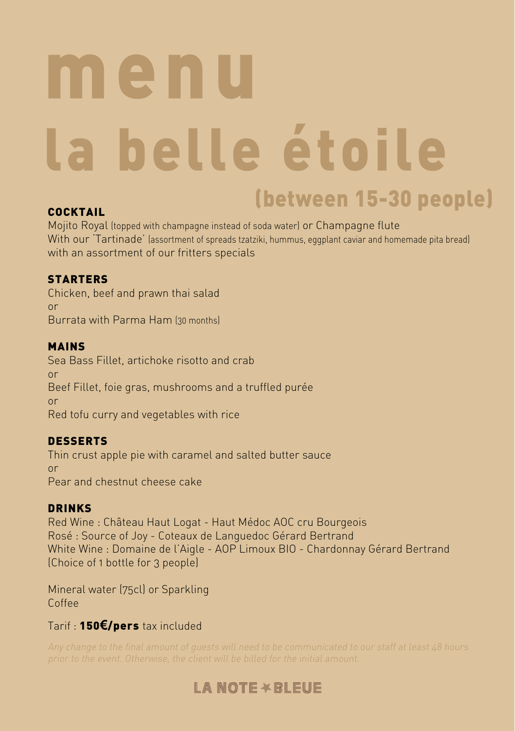# menu

# la belle étoile

## (between 15-30 people)

### COCKTAIL

Mojito Royal (topped with champagne instead of soda water) or Champagne flute
With our 'Tartinade' (assortment of spreads tzatziki, hummus, eggplant caviar and homemade pita bread) with an assortment of our fritters specials

### STARTERS

Chicken, beef and prawn thai salad
or
Burrata with Parma Ham (30 months)

### MAINS

Sea Bass Fillet, artichoke risotto and crab
or
Beef Fillet, foie gras, mushrooms and a truffled purée
or
Red tofu curry and vegetables with rice

### DESSERTS

Thin crust apple pie with caramel and salted butter sauce
or
Pear and chestnut cheese cake

### DRINKS

Red Wine : Château Haut Logat - Haut Médoc AOC cru Bourgeois
Rosé : Source of Joy - Coteaux de Languedoc Gérard Bertrand
White Wine : Domaine de l'Aigle - AOP Limoux BIO - Chardonnay Gérard Bertrand
(Choice of 1 bottle for 3 people)

Mineral water (75cl) or Sparkling
Coffee

Tarif : **150€/pers** tax included

*Any change to the final amount of guests will need to be communicated to our staff at least 48 hours prior to the event. Otherwise, the client will be billed for the initial amount.*

LA NOTE ✶ BLEUE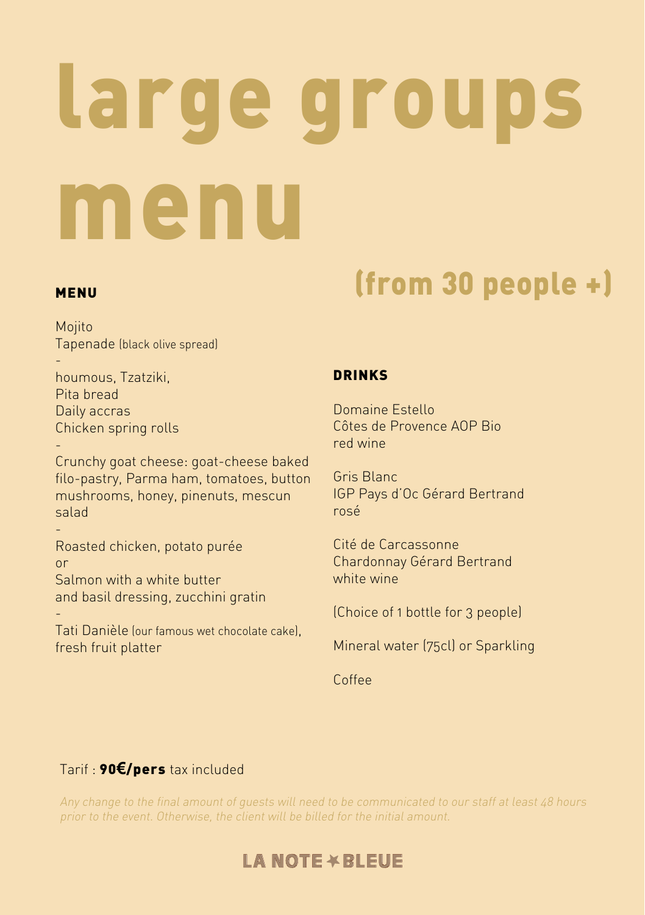# large groups menu

## (from 30 people +)

### MENU

Mojito
Tapenade (black olive spread)
-
houmous, Tzatziki,
Pita bread
Daily accras
Chicken spring rolls
-
Crunchy goat cheese: goat-cheese baked filo-pastry, Parma ham, tomatoes, button mushrooms, honey, pinenuts, mescun salad
-
Roasted chicken, potato purée
or
Salmon with a white butter and basil dressing, zucchini gratin
-
Tati Danièle (our famous wet chocolate cake), fresh fruit platter

### DRINKS

Domaine Estello
Côtes de Provence AOP Bio
red wine

Gris Blanc
IGP Pays d'Oc Gérard Bertrand
rosé

Cité de Carcassonne
Chardonnay Gérard Bertrand
white wine

(Choice of 1 bottle for 3 people)

Mineral water (75cl) or Sparkling

Coffee

Tarif : **90€/pers** tax included

*Any change to the final amount of guests will need to be communicated to our staff at least 48 hours prior to the event. Otherwise, the client will be billed for the initial amount.*

LA NOTE ✶ BLEUE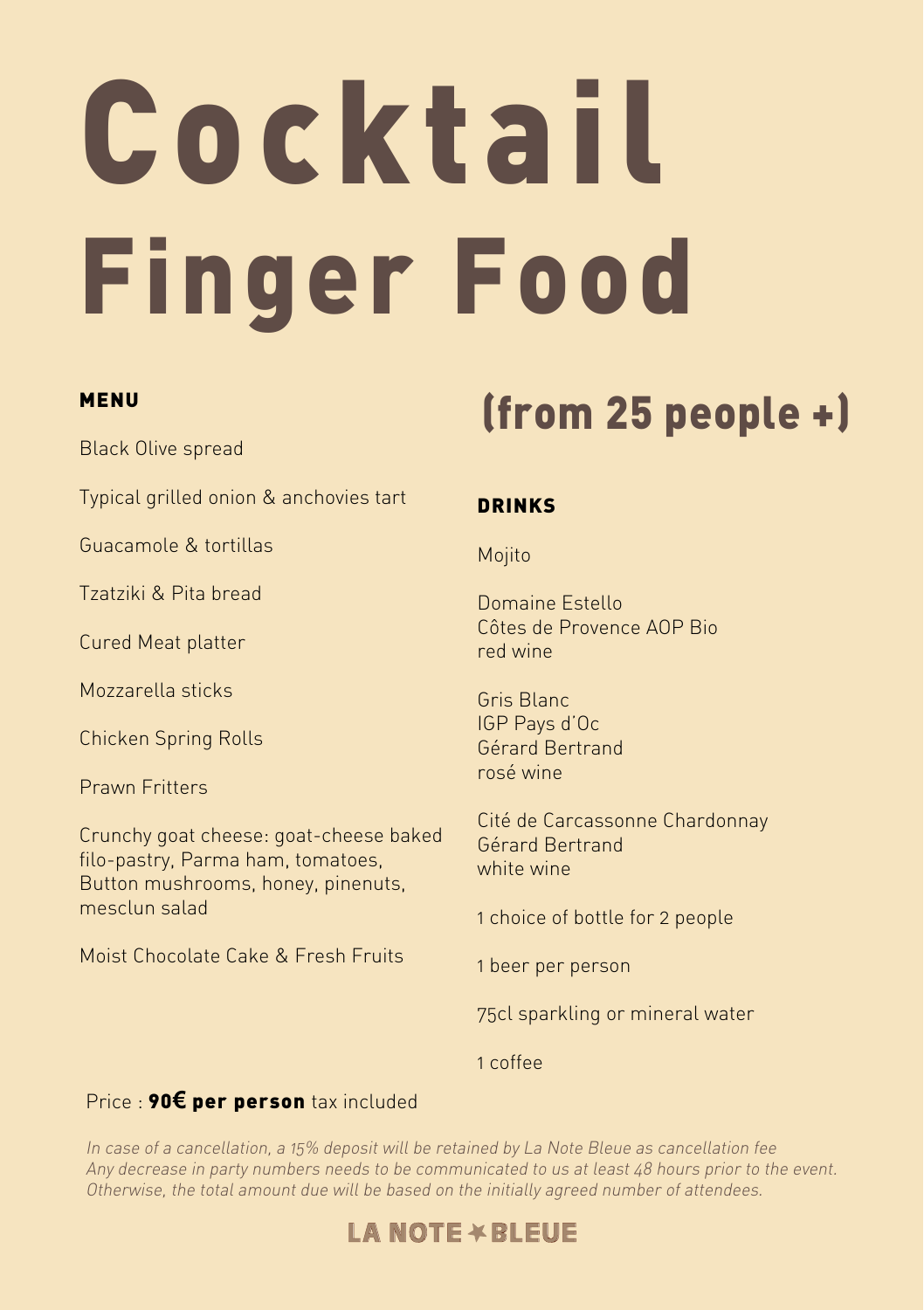# Cocktail Finger Food

## (from 25 people +)

### MENU

Black Olive spread

Typical grilled onion & anchovies tart

Guacamole & tortillas

Tzatziki & Pita bread

Cured Meat platter

Mozzarella sticks

Chicken Spring Rolls

Prawn Fritters

Crunchy goat cheese: goat-cheese baked filo-pastry, Parma ham, tomatoes, Button mushrooms, honey, pinenuts, mesclun salad

Moist Chocolate Cake & Fresh Fruits

### DRINKS

Mojito

Domaine Estello
Côtes de Provence AOP Bio
red wine

Gris Blanc
IGP Pays d'Oc
Gérard Bertrand
rosé wine

Cité de Carcassonne Chardonnay
Gérard Bertrand
white wine

1 choice of bottle for 2 people

1 beer per person

75cl sparkling or mineral water

1 coffee

Price : **90€ per person** tax included

*In case of a cancellation, a 15% deposit will be retained by La Note Bleue as cancellation fee*
*Any decrease in party numbers needs to be communicated to us at least 48 hours prior to the event.*
*Otherwise, the total amount due will be based on the initially agreed number of attendees.*

LA NOTE ✶ BLEUE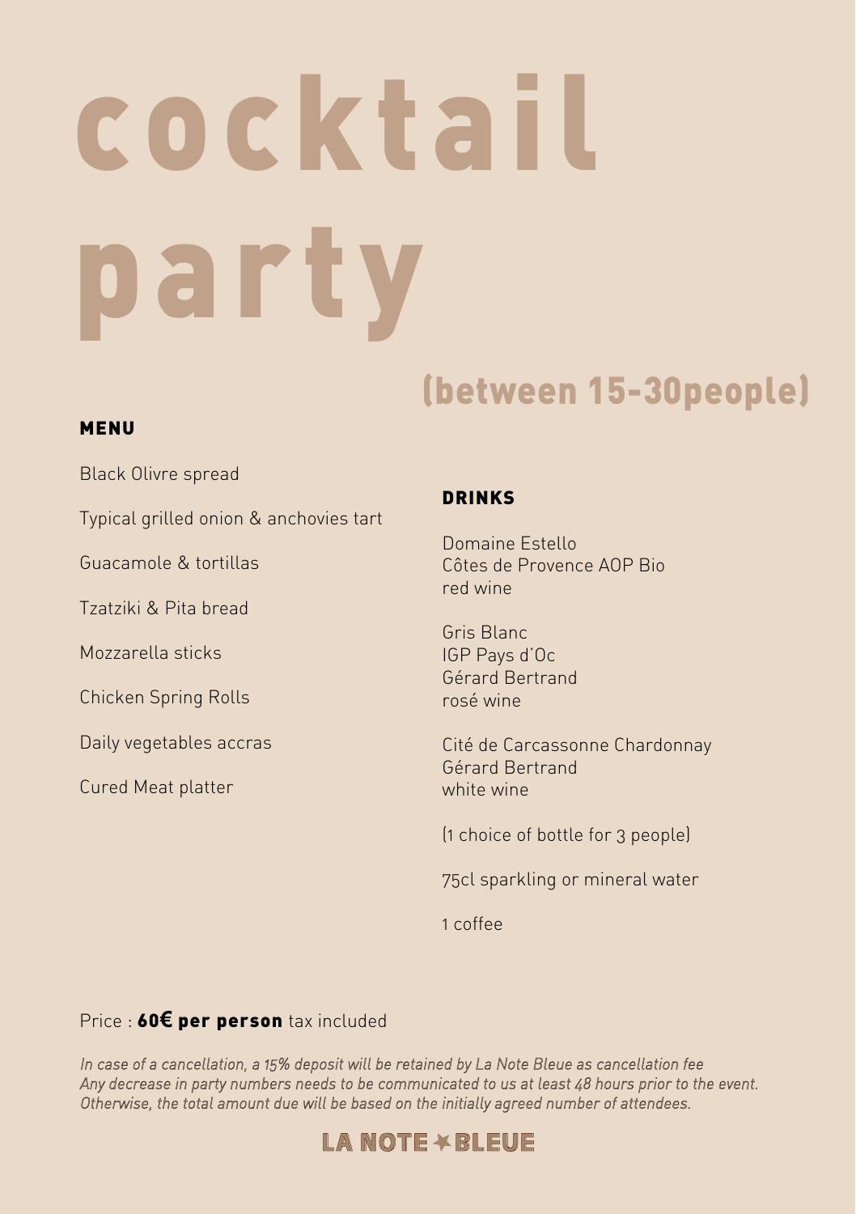# cocktail party

## (between 15-30people)

### MENU

Black Olivre spread

Typical grilled onion & anchovies tart

Guacamole & tortillas

Tzatziki & Pita bread

Mozzarella sticks

Chicken Spring Rolls

Daily vegetables accras

Cured Meat platter

### DRINKS

Domaine Estello
Côtes de Provence AOP Bio
red wine

Gris Blanc
IGP Pays d'Oc
Gérard Bertrand
rosé wine

Cité de Carcassonne Chardonnay
Gérard Bertrand
white wine

(1 choice of bottle for 3 people)

75cl sparkling or mineral water

1 coffee

Price : **60€ per person** tax included

*In case of a cancellation, a 15% deposit will be retained by La Note Bleue as cancellation fee*
*Any decrease in party numbers needs to be communicated to us at least 48 hours prior to the event.*
*Otherwise, the total amount due will be based on the initially agreed number of attendees.*

LA NOTE ✶ BLEUE